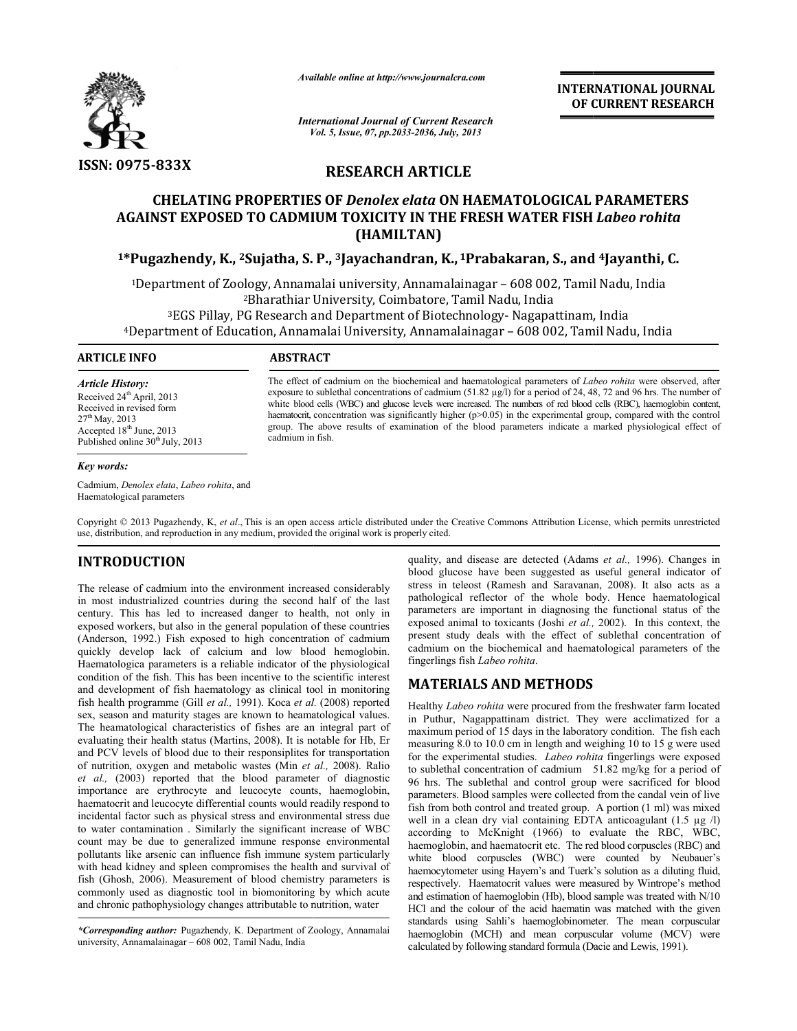ISSN: 0975-833X

# RESEARCH ARTICLE

# CHELATING PROPERTIES OF *Denolex elata* ON HAEMATOLOGICAL PARAMETERS AGAINST EXPOSED TO CADMIUM TOXICITY IN THE FRESH WATER FISH *Labeo rohita* (HAMILTAN)

[1]*Pugazhendy, K., [2]Sujatha, S. P., [3]Jayachandran, K., [1]Prabakaran, S., and [4]Jayanthi, C.

[1]Department of Zoology, Annamalai university, Annamalainagar – 608 002, Tamil Nadu, India
[2]Bharathiar University, Coimbatore, Tamil Nadu, India
[3]EGS Pillay, PG Research and Department of Biotechnology- Nagapattinam, India
[4]Department of Education, Annamalai University, Annamalainagar – 608 002, Tamil Nadu, India

**ARTICLE INFO**

*Article History:*
Received 24th April, 2013
Received in revised form 27th May, 2013
Accepted 18th June, 2013
Published online 30th July, 2013

*Key words:*
Cadmium, *Denolex elata*, *Labeo rohita*, and Haematological parameters

**ABSTRACT**

The effect of cadmium on the biochemical and haematological parameters of *Labeo rohita* were observed, after exposure to sublethal concentrations of cadmium (51.82 µg/l) for a period of 24, 48, 72 and 96 hrs. The number of white blood cells (WBC) and glucose levels were increased. The numbers of red blood cells (RBC), haemoglobin content, haematocrit, concentration was significantly higher ($p>0.05$) in the experimental group, compared with the control group. The above results of examination of the blood parameters indicate a marked physiological effect of cadmium in fish.

Copyright © 2013 Pugazhendy, K, *et al*., This is an open access article distributed under the Creative Commons Attribution License, which permits unrestricted use, distribution, and reproduction in any medium, provided the original work is properly cited.

## INTRODUCTION

The release of cadmium into the environment increased considerably in most industrialized countries during the second half of the last century. This has led to increased danger to health, not only in exposed workers, but also in the general population of these countries (Anderson, 1992.) Fish exposed to high concentration of cadmium quickly develop lack of calcium and low blood hemoglobin. Haematologica parameters is a reliable indicator of the physiological condition of the fish. This has been incentive to the scientific interest and development of fish haematology as clinical tool in monitoring fish health programme (Gill *et al.,* 1991). Koca *et al.* (2008) reported sex, season and maturity stages are known to heamatological values. The heamatological characteristics of fishes are an integral part of evaluating their health status (Martins, 2008). It is notable for Hb, Er and PCV levels of blood due to their responsiplites for transportation of nutrition, oxygen and metabolic wastes (Min *et al.,* 2008). Ralio *et al.,* (2003) reported that the blood parameter of diagnostic importance are erythrocyte and leucocyte counts, haemoglobin, haematocrit and leucocyte differential counts would readily respond to incidental factor such as physical stress and environmental stress due to water contamination . Similarly the significant increase of WBC count may be due to generalized immune response environmental pollutants like arsenic can influence fish immune system particularly with head kidney and spleen compromises the health and survival of fish (Ghosh, 2006). Measurement of blood chemistry parameters is commonly used as diagnostic tool in biomonitoring by which acute and chronic pathophysiology changes attributable to nutrition, water quality, and disease are detected (Adams *et al.,* 1996). Changes in blood glucose have been suggested as useful general indicator of stress in teleost (Ramesh and Saravanan, 2008). It also acts as a pathological reflector of the whole body. Hence haematological parameters are important in diagnosing the functional status of the exposed animal to toxicants (Joshi *et al.,* 2002). In this context, the present study deals with the effect of sublethal concentration of cadmium on the biochemical and haematological parameters of the fingerlings fish *Labeo rohita*.

## MATERIALS AND METHODS

Healthy *Labeo rohita* were procured from the freshwater farm located in Puthur, Nagappattinam district. They were acclimatized for a maximum period of 15 days in the laboratory condition. The fish each measuring 8.0 to 10.0 cm in length and weighing 10 to 15 g were used for the experimental studies. *Labeo rohita* fingerlings were exposed to sublethal concentration of cadmium 51.82 mg/kg for a period of 96 hrs. The sublethal and control group were sacrificed for blood parameters. Blood samples were collected from the candal vein of live fish from both control and treated group. A portion (1 ml) was mixed well in a clean dry vial containing EDTA anticoagulant (1.5 µg /l) according to McKnight (1966) to evaluate the RBC, WBC, haemoglobin, and haematocrit etc. The red blood corpuscles (RBC) and white blood corpuscles (WBC) were counted by Neubauer's haemocytometer using Hayem's and Tuerk's solution as a diluting fluid, respectively. Haematocrit values were measured by Wintrope's method and estimation of haemoglobin (Hb), blood sample was treated with N/10 HCl and the colour of the acid haematin was matched with the given standards using Sahli's haemoglobinometer. The mean corpuscular haemoglobin (MCH) and mean corpuscular volume (MCV) were calculated by following standard formula (Dacie and Lewis, 1991).

*Corresponding author: Pugazhendy, K. Department of Zoology, Annamalai university, Annamalainagar – 608 002, Tamil Nadu, India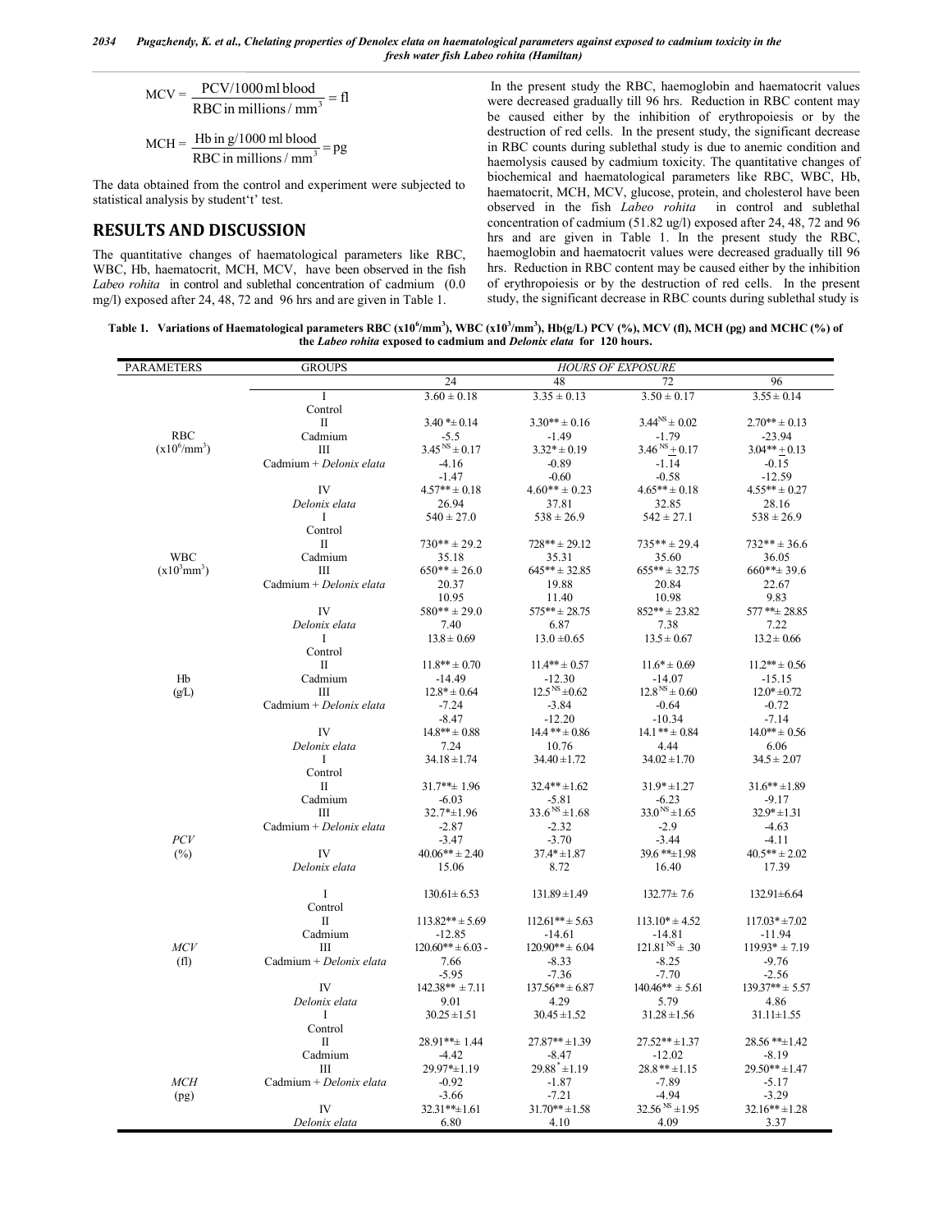$$\text{MCV} = \frac{\text{PCV/1000 ml blood}}{\text{RBC in millions / mm}^3} = \text{fl}$$

$$\text{MCH} = \frac{\text{Hb in g/1000 ml blood}}{\text{RBC in millions / mm}^3} = \text{pg}$$

The data obtained from the control and experiment were subjected to statistical analysis by student't' test.

## RESULTS AND DISCUSSION

The quantitative changes of haematological parameters like RBC, WBC, Hb, haematocrit, MCH, MCV, have been observed in the fish *Labeo rohita* in control and sublethal concentration of cadmium (0.0 mg/l) exposed after 24, 48, 72 and 96 hrs and are given in Table 1.

In the present study the RBC, haemoglobin and haematocrit values were decreased gradually till 96 hrs. Reduction in RBC content may be caused either by the inhibition of erythropoiesis or by the destruction of red cells. In the present study, the significant decrease in RBC counts during sublethal study is due to anemic condition and haemolysis caused by cadmium toxicity. The quantitative changes of biochemical and haematological parameters like RBC, WBC, Hb, haematocrit, MCH, MCV, glucose, protein, and cholesterol have been observed in the fish *Labeo rohita* in control and sublethal concentration of cadmium (51.82 ug/l) exposed after 24, 48, 72 and 96 hrs and are given in Table 1. In the present study the RBC, haemoglobin and haematocrit values were decreased gradually till 96 hrs. Reduction in RBC content may be caused either by the inhibition of erythropoiesis or by the destruction of red cells. In the present study, the significant decrease in RBC counts during sublethal study is

**Table 1. Variations of Haematological parameters RBC ($x10^6/mm^3$), WBC ($x10^3/mm^3$), Hb(g/L) PCV (%), MCV (fl), MCH (pg) and MCHC (%) of the *Labeo rohita* exposed to cadmium and *Delonix elata* for 120 hours.**

| PARAMETERS | GROUPS | HOURS OF EXPOSURE | | | |
|---|---|---|---|---|---|
| | | 24 | 48 | 72 | 96 |
| RBC ($x10^6/mm^3$) | I Control | 3.60 ± 0.18 | 3.35 ± 0.13 | 3.50 ± 0.17 | 3.55 ± 0.14 |
| | II Cadmium | 3.40 *± 0.14 | 3.30** ± 0.16 | 3.44$^{NS}$ ± 0.02 | 2.70** ± 0.13 |
| | | -5.5 | -1.49 | -1.79 | -23.94 |
| | III Cadmium + *Delonix elata* | 3.45$^{NS}$ ± 0.17 | 3.32* ± 0.19 | 3.46$^{NS}$ ± 0.17 | 3.04** ± 0.13 |
| | | -4.16 | -0.89 | -1.14 | -0.15 |
| | | -1.47 | -0.60 | -0.58 | -12.59 |
| | IV *Delonix elata* | 4.57** ± 0.18 | 4.60** ± 0.23 | 4.65** ± 0.18 | 4.55** ± 0.27 |
| | | 26.94 | 37.81 | 32.85 | 28.16 |
| WBC ($x10^3mm^3$) | I Control | 540 ± 27.0 | 538 ± 26.9 | 542 ± 27.1 | 538 ± 26.9 |
| | II Cadmium | 730** ± 29.2 | 728** ± 29.12 | 735** ± 29.4 | 732** ± 36.6 |
| | | 35.18 | 35.31 | 35.60 | 36.05 |
| | III Cadmium + *Delonix elata* | 650** ± 26.0 | 645** ± 32.85 | 655** ± 32.75 | 660**± 39.6 |
| | | 20.37 | 19.88 | 20.84 | 22.67 |
| | | 10.95 | 11.40 | 10.98 | 9.83 |
| | IV *Delonix elata* | 580** ± 29.0 | 575**± 28.75 | 852** ± 23.82 | 577 **± 28.85 |
| | | 7.40 | 6.87 | 7.38 | 7.22 |
| Hb (g/L) | I Control | 13.8 ± 0.69 | 13.0 ±0.65 | 13.5 ± 0.67 | 13.2 ± 0.66 |
| | II Cadmium | 11.8** ± 0.70 | 11.4** ± 0.57 | 11.6* ± 0.69 | 11.2** ± 0.56 |
| | | -14.49 | -12.30 | -14.07 | -15.15 |
| | III Cadmium + *Delonix elata* | 12.8* ± 0.64 | 12.5$^{NS}$ ±0.62 | 12.8$^{NS}$ ± 0.60 | 12.0* ±0.72 |
| | | -7.24 | -3.84 | -0.64 | -0.72 |
| | | -8.47 | -12.20 | -10.34 | -7.14 |
| | IV *Delonix elata* | 14.8** ± 0.88 | 14.4 ** ± 0.86 | 14.1 ** ± 0.84 | 14.0** ± 0.56 |
| | | 7.24 | 10.76 | 4.44 | 6.06 |
| *PCV* (%) | I Control | 34.18 ±1.74 | 34.40 ±1.72 | 34.02 ±1.70 | 34.5 ± 2.07 |
| | II Cadmium | 31.7**± 1.96 | 32.4** ±1.62 | 31.9* ±1.27 | 31.6** ±1.89 |
| | | -6.03 | -5.81 | -6.23 | -9.17 |
| | III Cadmium + *Delonix elata* | 32.7*±1.96 | 33.6$^{NS}$ ±1.68 | 33.0$^{NS}$ ±1.65 | 32.9* ±1.31 |
| | | -2.87 | -2.32 | -2.9 | -4.63 |
| | | -3.47 | -3.70 | -3.44 | -4.11 |
| | IV *Delonix elata* | 40.06** ± 2.40 | 37.4* ±1.87 | 39.6 **±1.98 | 40.5** ± 2.02 |
| | | 15.06 | 8.72 | 16.40 | 17.39 |
| *MCV* (fl) | I Control | 130.61± 6.53 | 131.89 ±1.49 | 132.77± 7.6 | 132.91±6.64 |
| | II Cadmium | 113.82** ± 5.69 | 112.61** ± 5.63 | 113.10* ± 4.52 | 117.03* ±7.02 |
| | | -12.85 | -14.61 | -14.81 | -11.94 |
| | III Cadmium + *Delonix elata* | 120.60** ± 6.03 - | 120.90** ± 6.04 | 121.81$^{NS}$ ± .30 | 119.93* ± 7.19 |
| | | 7.66 | -8.33 | -8.25 | -9.76 |
| | | -5.95 | -7.36 | -7.70 | -2.56 |
| | IV *Delonix elata* | 142.38** ± 7.11 | 137.56** ± 6.87 | 140.46** ± 5.61 | 139.37** ± 5.57 |
| | | 9.01 | 4.29 | 5.79 | 4.86 |
| *MCH* (pg) | I Control | 30.25 ±1.51 | 30.45 ±1.52 | 31.28 ±1.56 | 31.11±1.55 |
| | II Cadmium | 28.91**± 1.44 | 27.87** ±1.39 | 27.52** ±1.37 | 28.56 **±1.42 |
| | | -4.42 | -8.47 | -12.02 | -8.19 |
| | III Cadmium + *Delonix elata* | 29.97*±1.19 | 29.88* ±1.19 | 28.8** ±1.15 | 29.50** ±1.47 |
| | | -0.92 | -1.87 | -7.89 | -5.17 |
| | | -3.66 | -7.21 | -4.94 | -3.29 |
| | IV *Delonix elata* | 32.31**±1.61 | 31.70** ±1.58 | 32.56$^{NS}$ ±1.95 | 32.16** ±1.28 |
| | | 6.80 | 4.10 | 4.09 | 3.37 |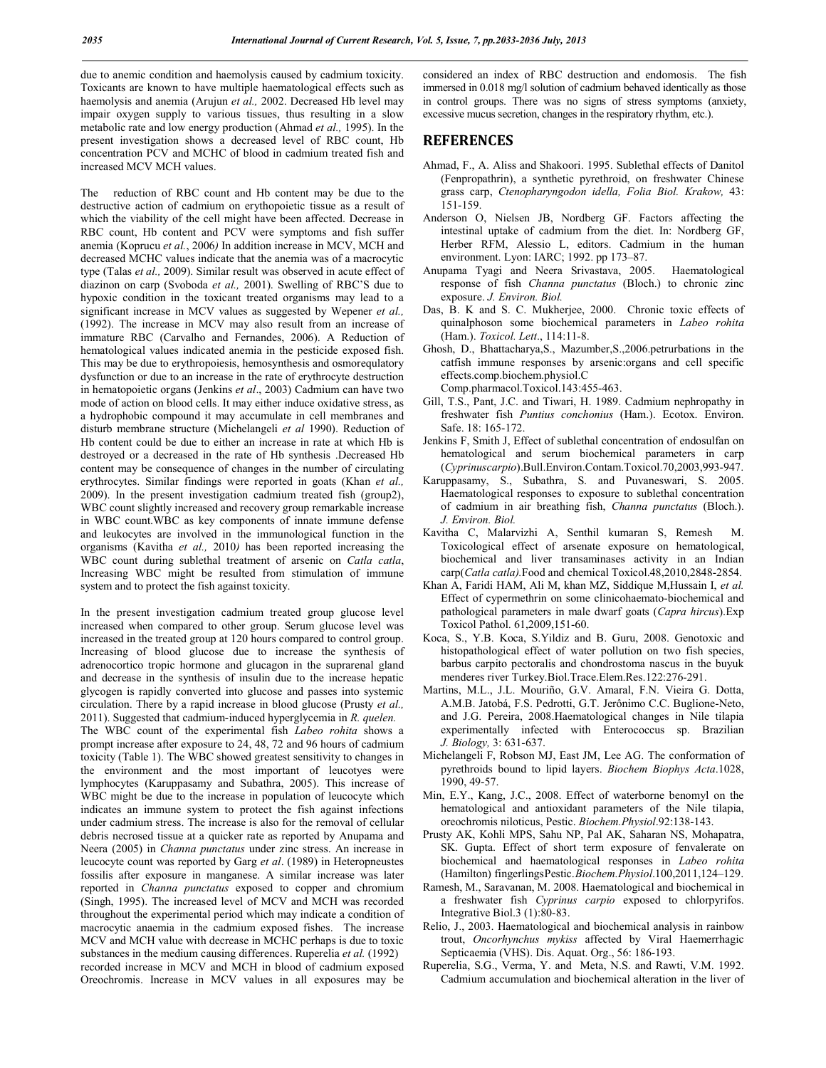due to anemic condition and haemolysis caused by cadmium toxicity. Toxicants are known to have multiple haematological effects such as haemolysis and anemia (Arujun *et al.,* 2002. Decreased Hb level may impair oxygen supply to various tissues, thus resulting in a slow metabolic rate and low energy production (Ahmad *et al.,* 1995). In the present investigation shows a decreased level of RBC count, Hb concentration PCV and MCHC of blood in cadmium treated fish and increased MCV MCH values.

The reduction of RBC count and Hb content may be due to the destructive action of cadmium on erythopoietic tissue as a result of which the viability of the cell might have been affected. Decrease in RBC count, Hb content and PCV were symptoms and fish suffer anemia (Koprucu *et al.*, 2006*)* In addition increase in MCV, MCH and decreased MCHC values indicate that the anemia was of a macrocytic type (Talas *et al.,* 2009). Similar result was observed in acute effect of diazinon on carp (Svoboda *et al.,* 2001). Swelling of RBC'S due to hypoxic condition in the toxicant treated organisms may lead to a significant increase in MCV values as suggested by Wepener *et al.,* (1992). The increase in MCV may also result from an increase of immature RBC (Carvalho and Fernandes, 2006). A Reduction of hematological values indicated anemia in the pesticide exposed fish. This may be due to erythropoiesis, hemosynthesis and osmorequlatory dysfunction or due to an increase in the rate of erythrocyte destruction in hematopoietic organs (Jenkins *et al*., 2003) Cadmium can have two mode of action on blood cells. It may either induce oxidative stress, as a hydrophobic compound it may accumulate in cell membranes and disturb membrane structure (Michelangeli *et al* 1990). Reduction of Hb content could be due to either an increase in rate at which Hb is destroyed or a decreased in the rate of Hb synthesis .Decreased Hb content may be consequence of changes in the number of circulating erythrocytes. Similar findings were reported in goats (Khan *et al.,* 2009). In the present investigation cadmium treated fish (group2), WBC count slightly increased and recovery group remarkable increase in WBC count.WBC as key components of innate immune defense and leukocytes are involved in the immunological function in the organisms (Kavitha *et al.,* 2010*)* has been reported increasing the WBC count during sublethal treatment of arsenic on *Catla catla*, Increasing WBC might be resulted from stimulation of immune system and to protect the fish against toxicity.

In the present investigation cadmium treated group glucose level increased when compared to other group. Serum glucose level was increased in the treated group at 120 hours compared to control group. Increasing of blood glucose due to increase the synthesis of adrenocortico tropic hormone and glucagon in the suprarenal gland and decrease in the synthesis of insulin due to the increase hepatic glycogen is rapidly converted into glucose and passes into systemic circulation. There by a rapid increase in blood glucose (Prusty *et al.,* 2011). Suggested that cadmium-induced hyperglycemia in *R. quelen.*

The WBC count of the experimental fish *Labeo rohita* shows a prompt increase after exposure to 24, 48, 72 and 96 hours of cadmium toxicity (Table 1). The WBC showed greatest sensitivity to changes in the environment and the most important of leucotyes were lymphocytes (Karuppasamy and Subathra, 2005). This increase of WBC might be due to the increase in population of leucocyte which indicates an immune system to protect the fish against infections under cadmium stress. The increase is also for the removal of cellular debris necrosed tissue at a quicker rate as reported by Anupama and Neera (2005) in *Channa punctatus* under zinc stress. An increase in leucocyte count was reported by Garg *et al*. (1989) in Heteropneustes fossilis after exposure in manganese. A similar increase was later reported in *Channa punctatus* exposed to copper and chromium (Singh, 1995). The increased level of MCV and MCH was recorded throughout the experimental period which may indicate a condition of macrocytic anaemia in the cadmium exposed fishes. The increase MCV and MCH value with decrease in MCHC perhaps is due to toxic substances in the medium causing differences. Ruperelia *et al.* (1992) recorded increase in MCV and MCH in blood of cadmium exposed Oreochromis. Increase in MCV values in all exposures may be considered an index of RBC destruction and endomosis. The fish immersed in 0.018 mg/l solution of cadmium behaved identically as those in control groups. There was no signs of stress symptoms (anxiety, excessive mucus secretion, changes in the respiratory rhythm, etc.).

## REFERENCES

Ahmad, F., A. Aliss and Shakoori. 1995. Sublethal effects of Danitol (Fenpropathrin), a synthetic pyrethroid, on freshwater Chinese grass carp, *Ctenopharyngodon idella, Folia Biol. Krakow,* 43: 151-159.

Anderson O, Nielsen JB, Nordberg GF. Factors affecting the intestinal uptake of cadmium from the diet. In: Nordberg GF, Herber RFM, Alessio L, editors. Cadmium in the human environment. Lyon: IARC; 1992. pp 173–87.

Anupama Tyagi and Neera Srivastava, 2005. Haematological response of fish *Channa punctatus* (Bloch.) to chronic zinc exposure. *J. Environ. Biol.*

Das, B. K and S. C. Mukherjee, 2000. Chronic toxic effects of quinalphoson some biochemical parameters in *Labeo rohita* (Ham.). *Toxicol. Lett*., 114:11-8.

Ghosh, D., Bhattacharya,S., Mazumber,S.,2006.petrurbations in the catfish immune responses by arsenic:organs and cell specific effects.comp.biochem.physiol.C Comp.pharmacol.Toxicol.143:455-463.

Gill, T.S., Pant, J.C. and Tiwari, H. 1989. Cadmium nephropathy in freshwater fish *Puntius conchonius* (Ham.). Ecotox. Environ. Safe. 18: 165-172.

Jenkins F, Smith J, Effect of sublethal concentration of endosulfan on hematological and serum biochemical parameters in carp (*Cyprinuscarpio*).Bull.Environ.Contam.Toxicol.70,2003,993-947.

Karuppasamy, S., Subathra, S. and Puvaneswari, S. 2005. Haematological responses to exposure to sublethal concentration of cadmium in air breathing fish, *Channa punctatus* (Bloch.). *J. Environ. Biol.*

Kavitha C, Malarvizhi A, Senthil kumaran S, Remesh M. Toxicological effect of arsenate exposure on hematological, biochemical and liver transaminases activity in an Indian carp(*Catla catla).*Food and chemical Toxicol.48,2010,2848-2854.

Khan A, Faridi HAM, Ali M, khan MZ, Siddique M,Hussain I, *et al.* Effect of cypermethrin on some clinicohaemato-biochemical and pathological parameters in male dwarf goats (*Capra hircus*).Exp Toxicol Pathol. 61,2009,151-60.

Koca, S., Y.B. Koca, S.Yildiz and B. Guru, 2008. Genotoxic and histopathological effect of water pollution on two fish species, barbus carpito pectoralis and chondrostoma nascus in the buyuk menderes river Turkey.Biol.Trace.Elem.Res.122:276-291.

Martins, M.L., J.L. Mouriño, G.V. Amaral, F.N. Vieira G. Dotta, A.M.B. Jatobá, F.S. Pedrotti, G.T. Jerônimo C.C. Buglione-Neto, and J.G. Pereira, 2008.Haematological changes in Nile tilapia experimentally infected with Enterococcus sp. Brazilian *J. Biology,* 3: 631-637.

Michelangeli F, Robson MJ, East JM, Lee AG. The conformation of pyrethroids bound to lipid layers. *Biochem Biophys Acta*.1028, 1990, 49-57.

Min, E.Y., Kang, J.C., 2008. Effect of waterborne benomyl on the hematological and antioxidant parameters of the Nile tilapia, oreochromis niloticus, Pestic. *Biochem.Physiol*.92:138-143.

Prusty AK, Kohli MPS, Sahu NP, Pal AK, Saharan NS, Mohapatra, SK. Gupta. Effect of short term exposure of fenvalerate on biochemical and haematological responses in *Labeo rohita* (Hamilton) fingerlingsPestic.*Biochem.Physiol*.100,2011,124–129.

Ramesh, M., Saravanan, M. 2008. Haematological and biochemical in a freshwater fish *Cyprinus carpio* exposed to chlorpyrifos. Integrative Biol.3 (1):80-83.

Relio, J., 2003. Haematological and biochemical analysis in rainbow trout, *Oncorhynchus mykiss* affected by Viral Haemerrhagic Septicaemia (VHS). Dis. Aquat. Org., 56: 186-193.

Ruperelia, S.G., Verma, Y. and Meta, N.S. and Rawti, V.M. 1992. Cadmium accumulation and biochemical alteration in the liver of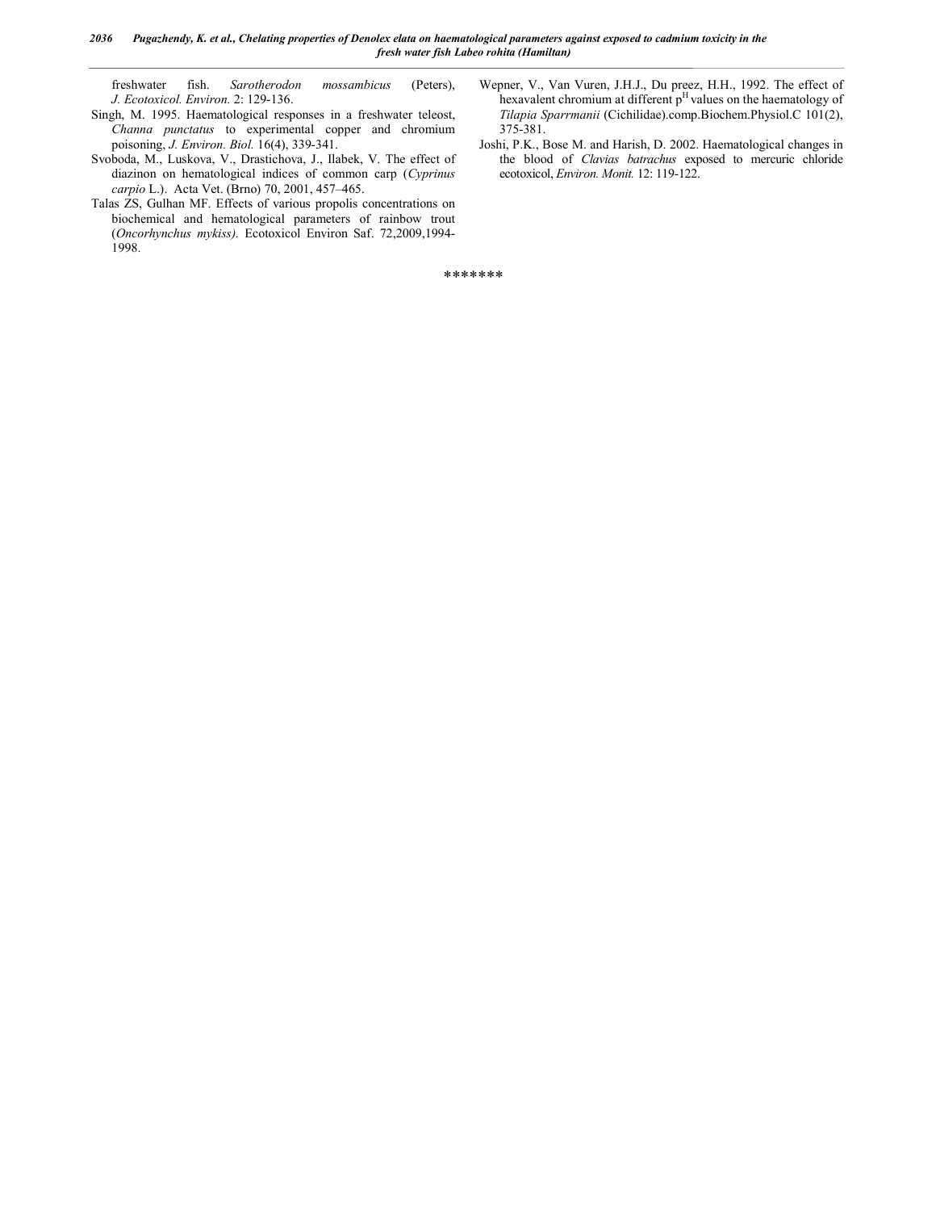freshwater fish. *Sarotherodon mossambicus* (Peters), *J. Ecotoxicol. Environ.* 2: 129-136.

Singh, M. 1995. Haematological responses in a freshwater teleost, *Channa punctatus* to experimental copper and chromium poisoning, *J. Environ. Biol.* 16(4), 339-341.

Svoboda, M., Luskova, V., Drastichova, J., Ilabek, V. The effect of diazinon on hematological indices of common carp (*Cyprinus carpio* L.). Acta Vet. (Brno) 70, 2001, 457–465.

Talas ZS, Gulhan MF. Effects of various propolis concentrations on biochemical and hematological parameters of rainbow trout (*Oncorhynchus mykiss).* Ecotoxicol Environ Saf. 72,2009,1994-1998.

Wepner, V., Van Vuren, J.H.J., Du preez, H.H., 1992. The effect of hexavalent chromium at different $p^H$ values on the haematology of *Tilapia Sparrmanii* (Cichilidae).comp.Biochem.Physiol.C 101(2), 375-381.

Joshi, P.K., Bose M. and Harish, D. 2002. Haematological changes in the blood of *Clavias batrachus* exposed to mercuric chloride ecotoxicol, *Environ. Monit.* 12: 119-122.

*******